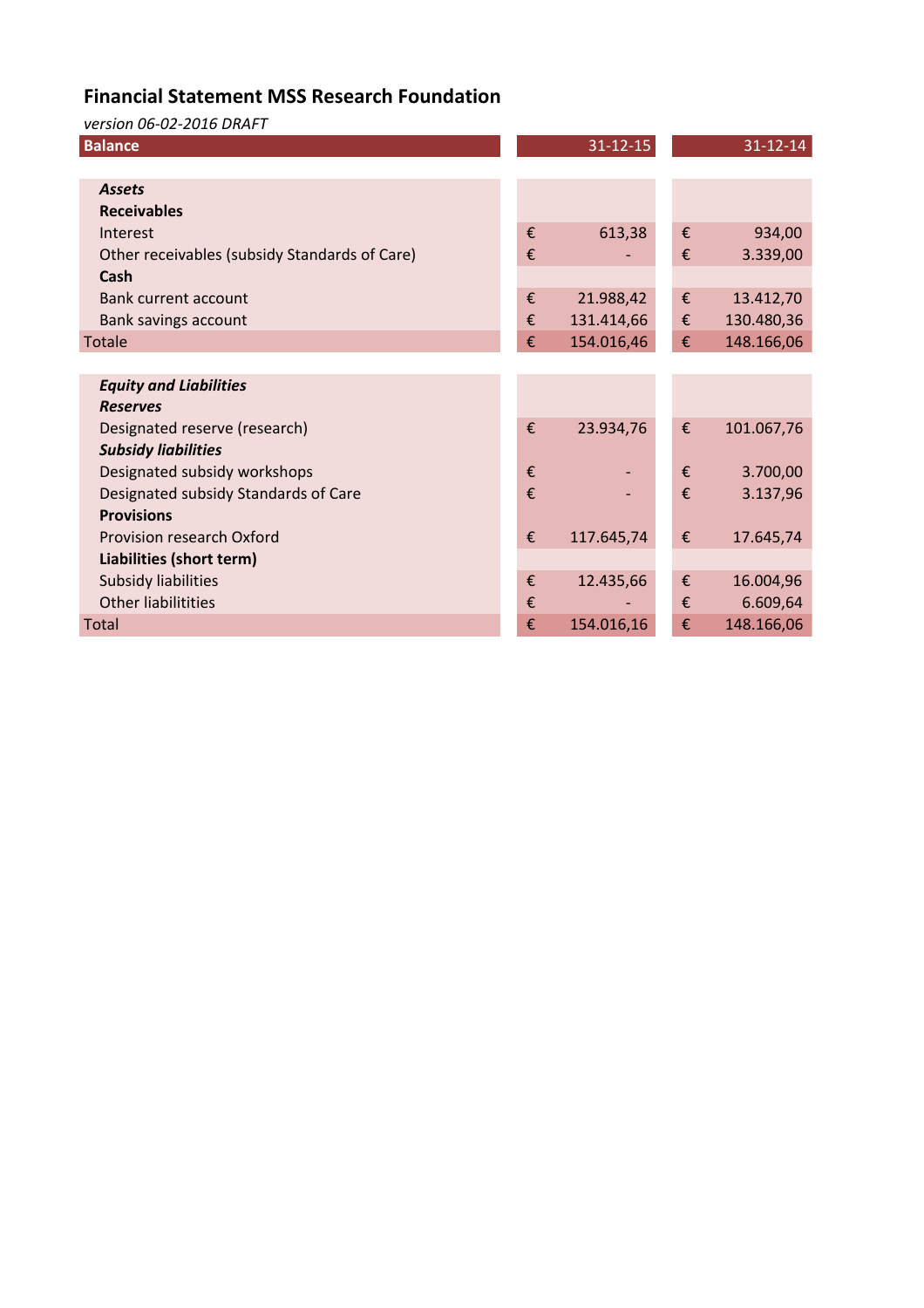# Financial Statement MSS Research Foundation

*version 06-02-2016 DRAFT*

| **Balance** | | 31-12-15 | | 31-12-14 |
|---|---|---|---|---|
| | | | | |
| ***Assets*** | | | | |
| **Receivables** | | | | |
| Interest | € | 613,38 | € | 934,00 |
| Other receivables (subsidy Standards of Care) | € | - | € | 3.339,00 |
| **Cash** | | | | |
| Bank current account | € | 21.988,42 | € | 13.412,70 |
| Bank savings account | € | 131.414,66 | € | 130.480,36 |
| Totale | € | 154.016,46 | € | 148.166,06 |
| | | | | |
| ***Equity and Liabilities*** | | | | |
| ***Reserves*** | | | | |
| Designated reserve (research) | € | 23.934,76 | € | 101.067,76 |
| ***Subsidy liabilities*** | | | | |
| Designated subsidy workshops | € | - | € | 3.700,00 |
| Designated subsidy Standards of Care | € | - | € | 3.137,96 |
| **Provisions** | | | | |
| Provision research Oxford | € | 117.645,74 | € | 17.645,74 |
| **Liabilities (short term)** | | | | |
| Subsidy liabilities | € | 12.435,66 | € | 16.004,96 |
| Other liabilitities | € | - | € | 6.609,64 |
| Total | € | 154.016,16 | € | 148.166,06 |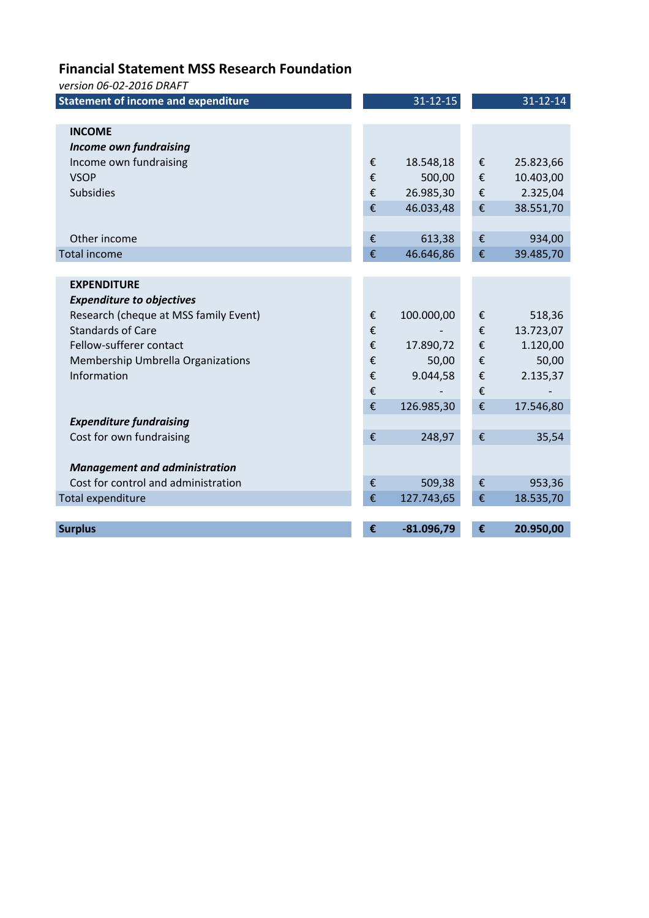## Financial Statement MSS Research Foundation

*version 06-02-2016 DRAFT*

| Statement of income and expenditure | 31-12-15 | 31-12-14 |
|---|---|---|
| **INCOME** | | |
| ***Income own fundraising*** | | |
| Income own fundraising | € 18.548,18 | € 25.823,66 |
| VSOP | € 500,00 | € 10.403,00 |
| Subsidies | € 26.985,30 | € 2.325,04 |
| | € 46.033,48 | € 38.551,70 |
| | | |
| Other income | € 613,38 | € 934,00 |
| Total income | € 46.646,86 | € 39.485,70 |
| | | |
| **EXPENDITURE** | | |
| ***Expenditure to objectives*** | | |
| Research (cheque at MSS family Event) | € 100.000,00 | € 518,36 |
| Standards of Care | € - | € 13.723,07 |
| Fellow-sufferer contact | € 17.890,72 | € 1.120,00 |
| Membership Umbrella Organizations | € 50,00 | € 50,00 |
| Information | € 9.044,58 | € 2.135,37 |
| | € - | € - |
| | € 126.985,30 | € 17.546,80 |
| ***Expenditure fundraising*** | | |
| Cost for own fundraising | € 248,97 | € 35,54 |
| | | |
| ***Management and administration*** | | |
| Cost for control and administration | € 509,38 | € 953,36 |
| Total expenditure | € 127.743,65 | € 18.535,70 |
| | | |
| **Surplus** | **€ -81.096,79** | **€ 20.950,00** |